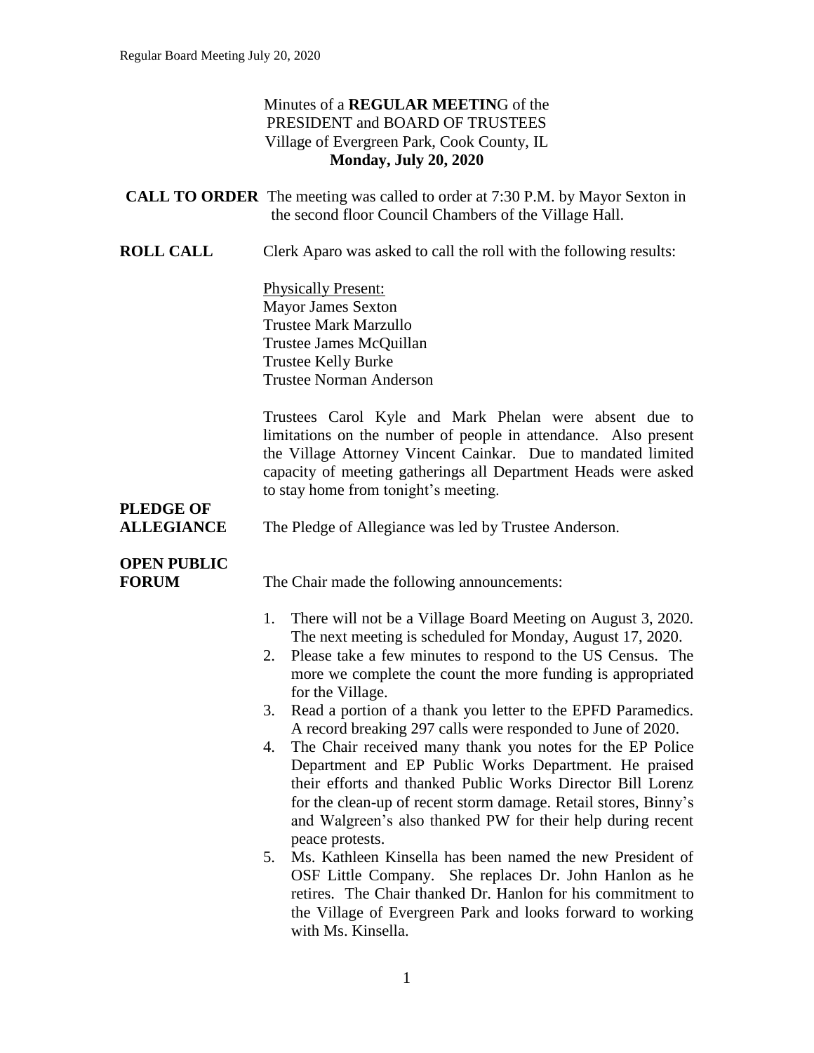Minutes of a **REGULAR MEETIN**G of the
PRESIDENT and BOARD OF TRUSTEES
Village of Evergreen Park, Cook County, IL
**Monday, July 20, 2020**

**CALL TO ORDER** The meeting was called to order at 7:30 P.M. by Mayor Sexton in the second floor Council Chambers of the Village Hall.

**ROLL CALL** Clerk Aparo was asked to call the roll with the following results:

Physically Present:
Mayor James Sexton
Trustee Mark Marzullo
Trustee James McQuillan
Trustee Kelly Burke
Trustee Norman Anderson

Trustees Carol Kyle and Mark Phelan were absent due to limitations on the number of people in attendance. Also present the Village Attorney Vincent Cainkar. Due to mandated limited capacity of meeting gatherings all Department Heads were asked to stay home from tonight's meeting.

**PLEDGE OF ALLEGIANCE** The Pledge of Allegiance was led by Trustee Anderson.

**OPEN PUBLIC FORUM** The Chair made the following announcements:

1. There will not be a Village Board Meeting on August 3, 2020. The next meeting is scheduled for Monday, August 17, 2020.
2. Please take a few minutes to respond to the US Census. The more we complete the count the more funding is appropriated for the Village.
3. Read a portion of a thank you letter to the EPFD Paramedics. A record breaking 297 calls were responded to June of 2020.
4. The Chair received many thank you notes for the EP Police Department and EP Public Works Department. He praised their efforts and thanked Public Works Director Bill Lorenz for the clean-up of recent storm damage. Retail stores, Binny's and Walgreen's also thanked PW for their help during recent peace protests.
5. Ms. Kathleen Kinsella has been named the new President of OSF Little Company. She replaces Dr. John Hanlon as he retires. The Chair thanked Dr. Hanlon for his commitment to the Village of Evergreen Park and looks forward to working with Ms. Kinsella.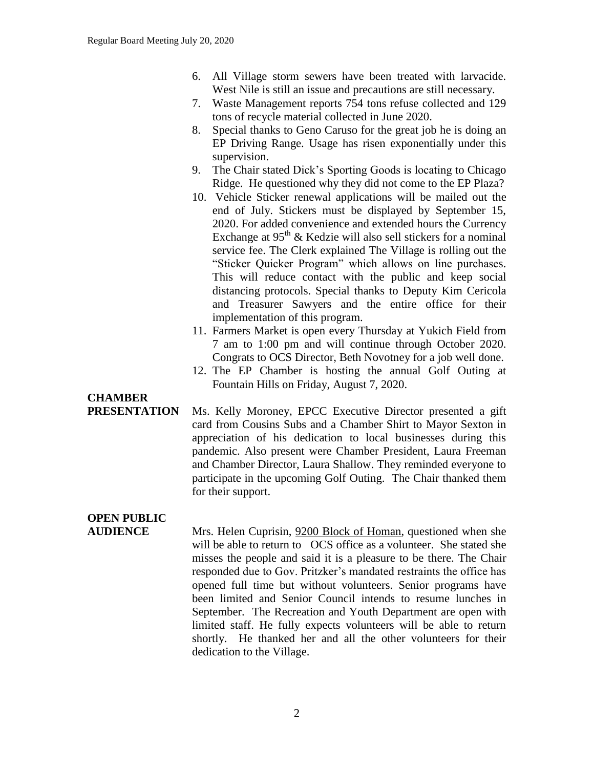6. All Village storm sewers have been treated with larvacide. West Nile is still an issue and precautions are still necessary.
7. Waste Management reports 754 tons refuse collected and 129 tons of recycle material collected in June 2020.
8. Special thanks to Geno Caruso for the great job he is doing an EP Driving Range. Usage has risen exponentially under this supervision.
9. The Chair stated Dick's Sporting Goods is locating to Chicago Ridge. He questioned why they did not come to the EP Plaza?
10. Vehicle Sticker renewal applications will be mailed out the end of July. Stickers must be displayed by September 15, 2020. For added convenience and extended hours the Currency Exchange at 95th & Kedzie will also sell stickers for a nominal service fee. The Clerk explained The Village is rolling out the "Sticker Quicker Program" which allows on line purchases. This will reduce contact with the public and keep social distancing protocols. Special thanks to Deputy Kim Cericola and Treasurer Sawyers and the entire office for their implementation of this program.
11. Farmers Market is open every Thursday at Yukich Field from 7 am to 1:00 pm and will continue through October 2020. Congrats to OCS Director, Beth Novotney for a job well done.
12. The EP Chamber is hosting the annual Golf Outing at Fountain Hills on Friday, August 7, 2020.

**CHAMBER PRESENTATION** Ms. Kelly Moroney, EPCC Executive Director presented a gift card from Cousins Subs and a Chamber Shirt to Mayor Sexton in appreciation of his dedication to local businesses during this pandemic. Also present were Chamber President, Laura Freeman and Chamber Director, Laura Shallow. They reminded everyone to participate in the upcoming Golf Outing. The Chair thanked them for their support.

**OPEN PUBLIC AUDIENCE** Mrs. Helen Cuprisin, 9200 Block of Homan, questioned when she will be able to return to OCS office as a volunteer. She stated she misses the people and said it is a pleasure to be there. The Chair responded due to Gov. Pritzker's mandated restraints the office has opened full time but without volunteers. Senior programs have been limited and Senior Council intends to resume lunches in September. The Recreation and Youth Department are open with limited staff. He fully expects volunteers will be able to return shortly. He thanked her and all the other volunteers for their dedication to the Village.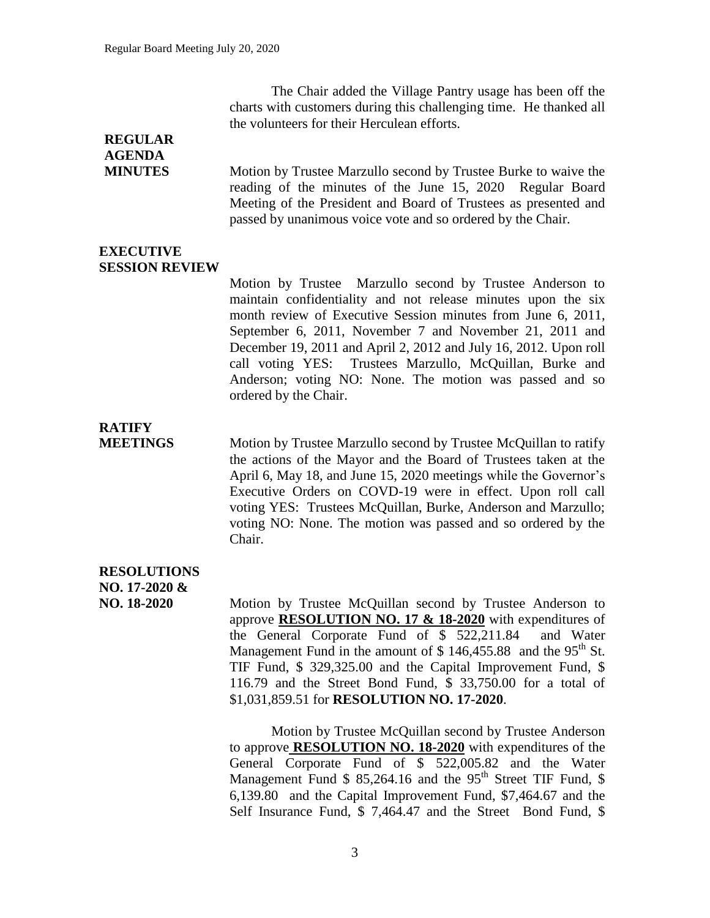The Chair added the Village Pantry usage has been off the charts with customers during this challenging time. He thanked all the volunteers for their Herculean efforts.

**REGULAR AGENDA**

**MINUTES**

Motion by Trustee Marzullo second by Trustee Burke to waive the reading of the minutes of the June 15, 2020 Regular Board Meeting of the President and Board of Trustees as presented and passed by unanimous voice vote and so ordered by the Chair.

**EXECUTIVE SESSION REVIEW**

Motion by Trustee Marzullo second by Trustee Anderson to maintain confidentiality and not release minutes upon the six month review of Executive Session minutes from June 6, 2011, September 6, 2011, November 7 and November 21, 2011 and December 19, 2011 and April 2, 2012 and July 16, 2012. Upon roll call voting YES: Trustees Marzullo, McQuillan, Burke and Anderson; voting NO: None. The motion was passed and so ordered by the Chair.

**RATIFY MEETINGS**

Motion by Trustee Marzullo second by Trustee McQuillan to ratify the actions of the Mayor and the Board of Trustees taken at the April 6, May 18, and June 15, 2020 meetings while the Governor's Executive Orders on COVD-19 were in effect. Upon roll call voting YES: Trustees McQuillan, Burke, Anderson and Marzullo; voting NO: None. The motion was passed and so ordered by the Chair.

**RESOLUTIONS NO. 17-2020 & NO. 18-2020**

Motion by Trustee McQuillan second by Trustee Anderson to approve **RESOLUTION NO. 17 & 18-2020** with expenditures of the General Corporate Fund of $ 522,211.84 and Water Management Fund in the amount of $ 146,455.88 and the 95th St. TIF Fund, $ 329,325.00 and the Capital Improvement Fund, $ 116.79 and the Street Bond Fund, $ 33,750.00 for a total of $1,031,859.51 for **RESOLUTION NO. 17-2020**.

Motion by Trustee McQuillan second by Trustee Anderson to approve **RESOLUTION NO. 18-2020** with expenditures of the General Corporate Fund of $ 522,005.82 and the Water Management Fund $ 85,264.16 and the 95th Street TIF Fund, $ 6,139.80 and the Capital Improvement Fund, $7,464.67 and the Self Insurance Fund, $ 7,464.47 and the Street Bond Fund, $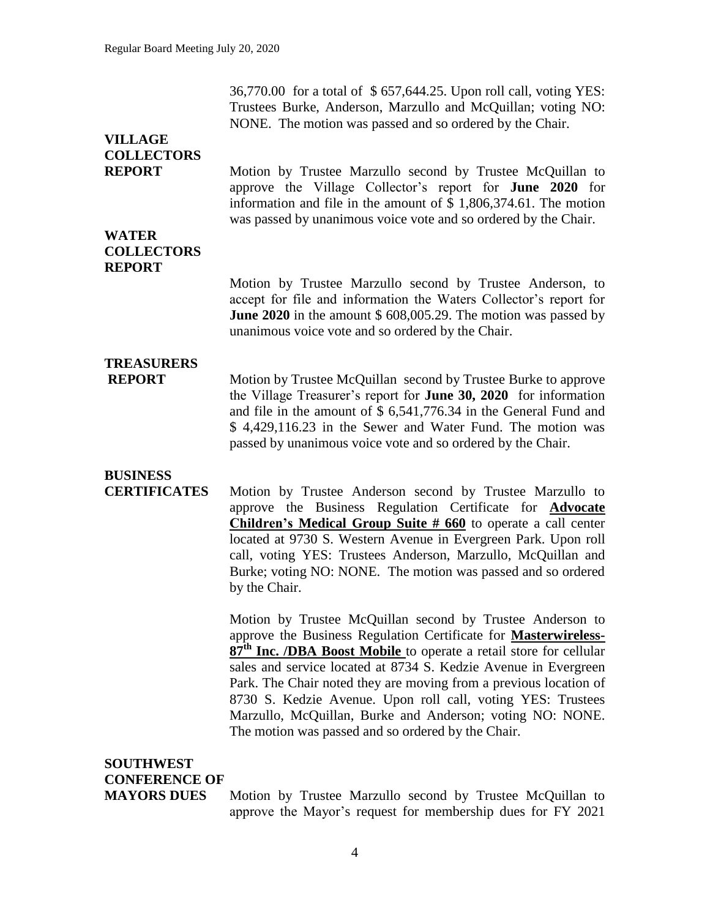36,770.00 for a total of $ 657,644.25. Upon roll call, voting YES: Trustees Burke, Anderson, Marzullo and McQuillan; voting NO: NONE. The motion was passed and so ordered by the Chair.

**VILLAGE COLLECTORS REPORT**

Motion by Trustee Marzullo second by Trustee McQuillan to approve the Village Collector's report for **June 2020** for information and file in the amount of $ 1,806,374.61. The motion was passed by unanimous voice vote and so ordered by the Chair.

**WATER COLLECTORS REPORT**

Motion by Trustee Marzullo second by Trustee Anderson, to accept for file and information the Waters Collector's report for **June 2020** in the amount $ 608,005.29. The motion was passed by unanimous voice vote and so ordered by the Chair.

**TREASURERS REPORT**

Motion by Trustee McQuillan second by Trustee Burke to approve the Village Treasurer's report for **June 30, 2020** for information and file in the amount of $ 6,541,776.34 in the General Fund and $ 4,429,116.23 in the Sewer and Water Fund. The motion was passed by unanimous voice vote and so ordered by the Chair.

**BUSINESS CERTIFICATES**

Motion by Trustee Anderson second by Trustee Marzullo to approve the Business Regulation Certificate for **Advocate Children's Medical Group Suite # 660** to operate a call center located at 9730 S. Western Avenue in Evergreen Park. Upon roll call, voting YES: Trustees Anderson, Marzullo, McQuillan and Burke; voting NO: NONE. The motion was passed and so ordered by the Chair.

Motion by Trustee McQuillan second by Trustee Anderson to approve the Business Regulation Certificate for **Masterwireless-87th Inc. /DBA Boost Mobile** to operate a retail store for cellular sales and service located at 8734 S. Kedzie Avenue in Evergreen Park. The Chair noted they are moving from a previous location of 8730 S. Kedzie Avenue. Upon roll call, voting YES: Trustees Marzullo, McQuillan, Burke and Anderson; voting NO: NONE. The motion was passed and so ordered by the Chair.

**SOUTHWEST CONFERENCE OF MAYORS DUES**

Motion by Trustee Marzullo second by Trustee McQuillan to approve the Mayor's request for membership dues for FY 2021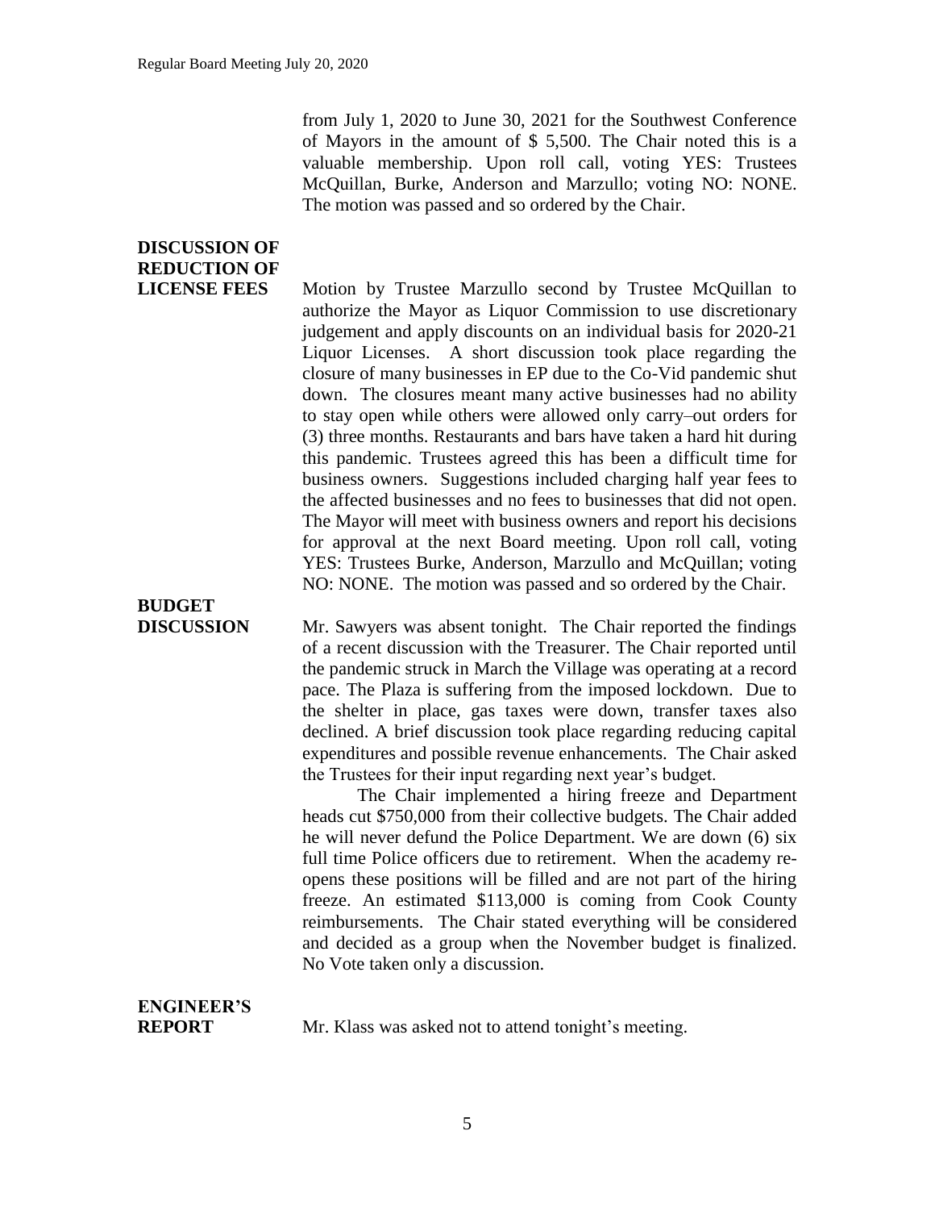from July 1, 2020 to June 30, 2021 for the Southwest Conference of Mayors in the amount of $ 5,500. The Chair noted this is a valuable membership. Upon roll call, voting YES: Trustees McQuillan, Burke, Anderson and Marzullo; voting NO: NONE. The motion was passed and so ordered by the Chair.

**DISCUSSION OF REDUCTION OF LICENSE FEES**

Motion by Trustee Marzullo second by Trustee McQuillan to authorize the Mayor as Liquor Commission to use discretionary judgement and apply discounts on an individual basis for 2020-21 Liquor Licenses. A short discussion took place regarding the closure of many businesses in EP due to the Co-Vid pandemic shut down. The closures meant many active businesses had no ability to stay open while others were allowed only carry–out orders for (3) three months. Restaurants and bars have taken a hard hit during this pandemic. Trustees agreed this has been a difficult time for business owners. Suggestions included charging half year fees to the affected businesses and no fees to businesses that did not open. The Mayor will meet with business owners and report his decisions for approval at the next Board meeting. Upon roll call, voting YES: Trustees Burke, Anderson, Marzullo and McQuillan; voting NO: NONE. The motion was passed and so ordered by the Chair.

**BUDGET DISCUSSION**

Mr. Sawyers was absent tonight. The Chair reported the findings of a recent discussion with the Treasurer. The Chair reported until the pandemic struck in March the Village was operating at a record pace. The Plaza is suffering from the imposed lockdown. Due to the shelter in place, gas taxes were down, transfer taxes also declined. A brief discussion took place regarding reducing capital expenditures and possible revenue enhancements. The Chair asked the Trustees for their input regarding next year's budget.

The Chair implemented a hiring freeze and Department heads cut $750,000 from their collective budgets. The Chair added he will never defund the Police Department. We are down (6) six full time Police officers due to retirement. When the academy re-opens these positions will be filled and are not part of the hiring freeze. An estimated $113,000 is coming from Cook County reimbursements. The Chair stated everything will be considered and decided as a group when the November budget is finalized. No Vote taken only a discussion.

**ENGINEER'S REPORT**

Mr. Klass was asked not to attend tonight's meeting.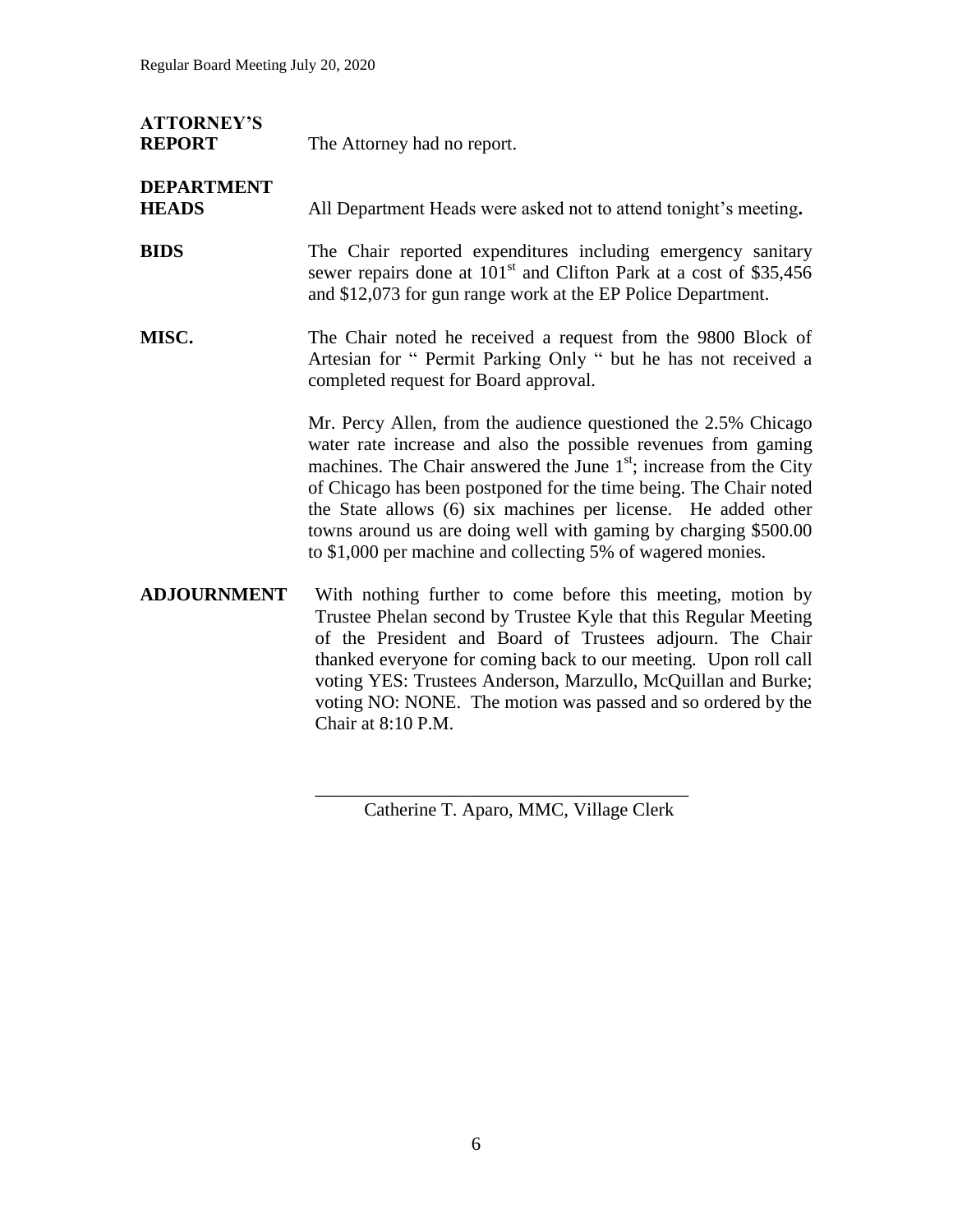**ATTORNEY'S REPORT** The Attorney had no report.

**DEPARTMENT HEADS** All Department Heads were asked not to attend tonight's meeting**.**

**BIDS** The Chair reported expenditures including emergency sanitary sewer repairs done at 101st and Clifton Park at a cost of $35,456 and $12,073 for gun range work at the EP Police Department.

**MISC.** The Chair noted he received a request from the 9800 Block of Artesian for " Permit Parking Only " but he has not received a completed request for Board approval.

Mr. Percy Allen, from the audience questioned the 2.5% Chicago water rate increase and also the possible revenues from gaming machines. The Chair answered the June 1st; increase from the City of Chicago has been postponed for the time being. The Chair noted the State allows (6) six machines per license. He added other towns around us are doing well with gaming by charging $500.00 to $1,000 per machine and collecting 5% of wagered monies.

**ADJOURNMENT** With nothing further to come before this meeting, motion by Trustee Phelan second by Trustee Kyle that this Regular Meeting of the President and Board of Trustees adjourn. The Chair thanked everyone for coming back to our meeting. Upon roll call voting YES: Trustees Anderson, Marzullo, McQuillan and Burke; voting NO: NONE. The motion was passed and so ordered by the Chair at 8:10 P.M.

\_\_\_\_\_\_\_\_\_\_\_\_\_\_\_\_\_\_\_\_\_\_\_\_\_\_\_\_\_\_\_\_\_\_\_\_\_\_\_\_

Catherine T. Aparo, MMC, Village Clerk